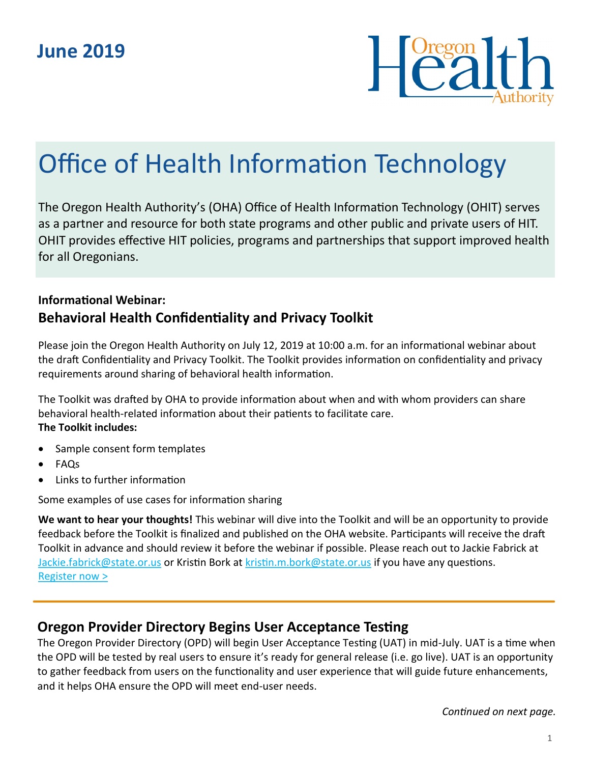**June 2019**

Oregon Health Authority

# Office of Health Information Technology

The Oregon Health Authority's (OHA) Office of Health Information Technology (OHIT) serves as a partner and resource for both state programs and other public and private users of HIT. OHIT provides effective HIT policies, programs and partnerships that support improved health for all Oregonians.

### Informational Webinar:
## Behavioral Health Confidentiality and Privacy Toolkit

Please join the Oregon Health Authority on July 12, 2019 at 10:00 a.m. for an informational webinar about the draft Confidentiality and Privacy Toolkit. The Toolkit provides information on confidentiality and privacy requirements around sharing of behavioral health information.

The Toolkit was drafted by OHA to provide information about when and with whom providers can share behavioral health-related information about their patients to facilitate care.
**The Toolkit includes:**

- Sample consent form templates
- FAQs
- Links to further information

Some examples of use cases for information sharing

**We want to hear your thoughts!** This webinar will dive into the Toolkit and will be an opportunity to provide feedback before the Toolkit is finalized and published on the OHA website. Participants will receive the draft Toolkit in advance and should review it before the webinar if possible. Please reach out to Jackie Fabrick at Jackie.fabrick@state.or.us or Kristin Bork at kristin.m.bork@state.or.us if you have any questions.
Register now >

---

## Oregon Provider Directory Begins User Acceptance Testing

The Oregon Provider Directory (OPD) will begin User Acceptance Testing (UAT) in mid-July. UAT is a time when the OPD will be tested by real users to ensure it's ready for general release (i.e. go live). UAT is an opportunity to gather feedback from users on the functionality and user experience that will guide future enhancements, and it helps OHA ensure the OPD will meet end-user needs.

*Continued on next page.*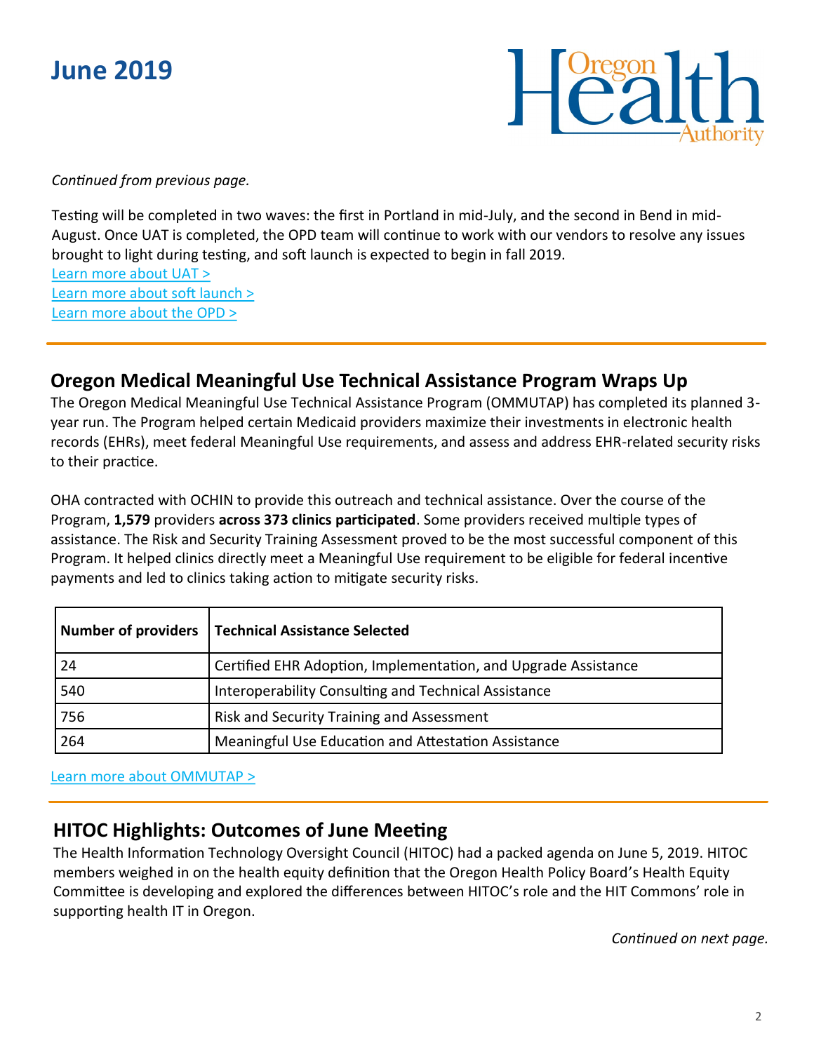*Continued from previous page.*

Testing will be completed in two waves: the first in Portland in mid-July, and the second in Bend in mid-August. Once UAT is completed, the OPD team will continue to work with our vendors to resolve any issues brought to light during testing, and soft launch is expected to begin in fall 2019.

[Learn more about UAT >](#)
[Learn more about soft launch >](#)
[Learn more about the OPD >](#)

---

## Oregon Medical Meaningful Use Technical Assistance Program Wraps Up

The Oregon Medical Meaningful Use Technical Assistance Program (OMMUTAP) has completed its planned 3-year run. The Program helped certain Medicaid providers maximize their investments in electronic health records (EHRs), meet federal Meaningful Use requirements, and assess and address EHR-related security risks to their practice.

OHA contracted with OCHIN to provide this outreach and technical assistance. Over the course of the Program, **1,579** providers **across 373 clinics participated**. Some providers received multiple types of assistance. The Risk and Security Training Assessment proved to be the most successful component of this Program. It helped clinics directly meet a Meaningful Use requirement to be eligible for federal incentive payments and led to clinics taking action to mitigate security risks.

| Number of providers | Technical Assistance Selected |
|---|---|
| 24 | Certified EHR Adoption, Implementation, and Upgrade Assistance |
| 540 | Interoperability Consulting and Technical Assistance |
| 756 | Risk and Security Training and Assessment |
| 264 | Meaningful Use Education and Attestation Assistance |

[Learn more about OMMUTAP >](#)

---

## HITOC Highlights: Outcomes of June Meeting

The Health Information Technology Oversight Council (HITOC) had a packed agenda on June 5, 2019. HITOC members weighed in on the health equity definition that the Oregon Health Policy Board's Health Equity Committee is developing and explored the differences between HITOC's role and the HIT Commons' role in supporting health IT in Oregon.

*Continued on next page.*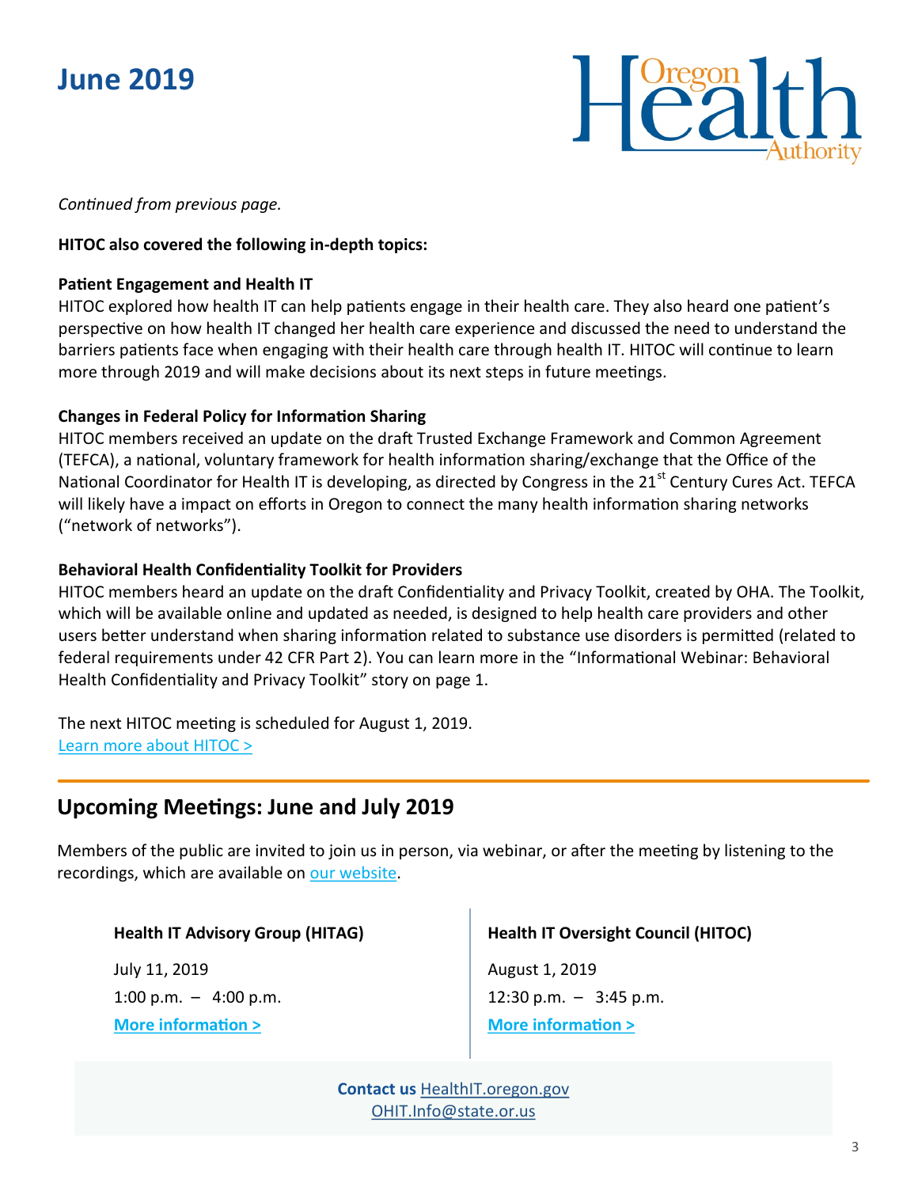# June 2019

*Continued from previous page.*

**HITOC also covered the following in-depth topics:**

**Patient Engagement and Health IT**

HITOC explored how health IT can help patients engage in their health care. They also heard one patient's perspective on how health IT changed her health care experience and discussed the need to understand the barriers patients face when engaging with their health care through health IT. HITOC will continue to learn more through 2019 and will make decisions about its next steps in future meetings.

**Changes in Federal Policy for Information Sharing**

HITOC members received an update on the draft Trusted Exchange Framework and Common Agreement (TEFCA), a national, voluntary framework for health information sharing/exchange that the Office of the National Coordinator for Health IT is developing, as directed by Congress in the 21st Century Cures Act. TEFCA will likely have a impact on efforts in Oregon to connect the many health information sharing networks ("network of networks").

**Behavioral Health Confidentiality Toolkit for Providers**

HITOC members heard an update on the draft Confidentiality and Privacy Toolkit, created by OHA. The Toolkit, which will be available online and updated as needed, is designed to help health care providers and other users better understand when sharing information related to substance use disorders is permitted (related to federal requirements under 42 CFR Part 2). You can learn more in the "Informational Webinar: Behavioral Health Confidentiality and Privacy Toolkit" story on page 1.

The next HITOC meeting is scheduled for August 1, 2019.
Learn more about HITOC >

## Upcoming Meetings: June and July 2019

Members of the public are invited to join us in person, via webinar, or after the meeting by listening to the recordings, which are available on our website.

**Health IT Advisory Group (HITAG)**

July 11, 2019

1:00 p.m. – 4:00 p.m.

**More information >**

**Health IT Oversight Council (HITOC)**

August 1, 2019

12:30 p.m. – 3:45 p.m.

**More information >**

**Contact us** HealthIT.oregon.gov
OHIT.Info@state.or.us